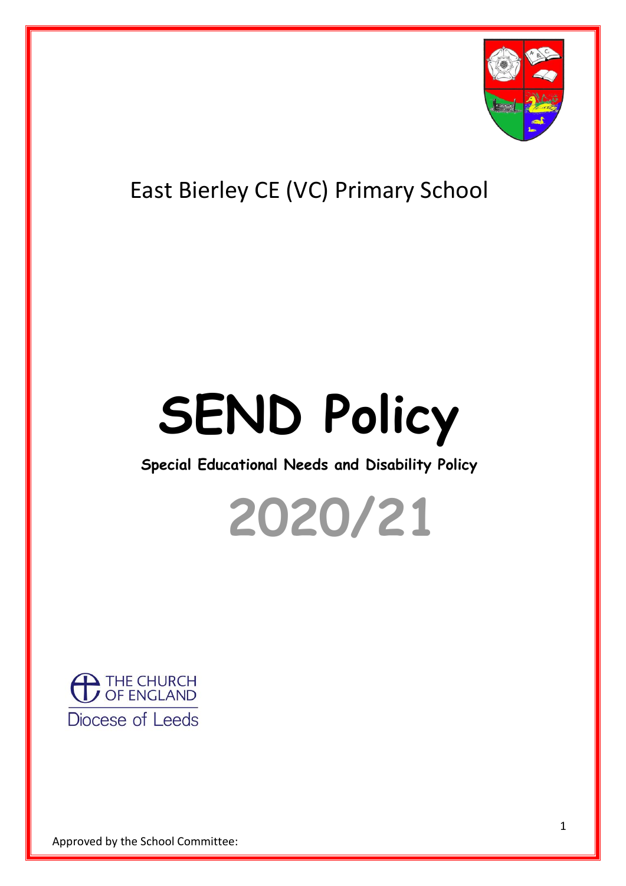East Bierley CE (VC) Primary School

# SEND Policy

**Special Educational Needs and Disability Policy**

# 2020/21

THE CHURCH OF ENGLAND
Diocese of Leeds

Approved by the School Committee: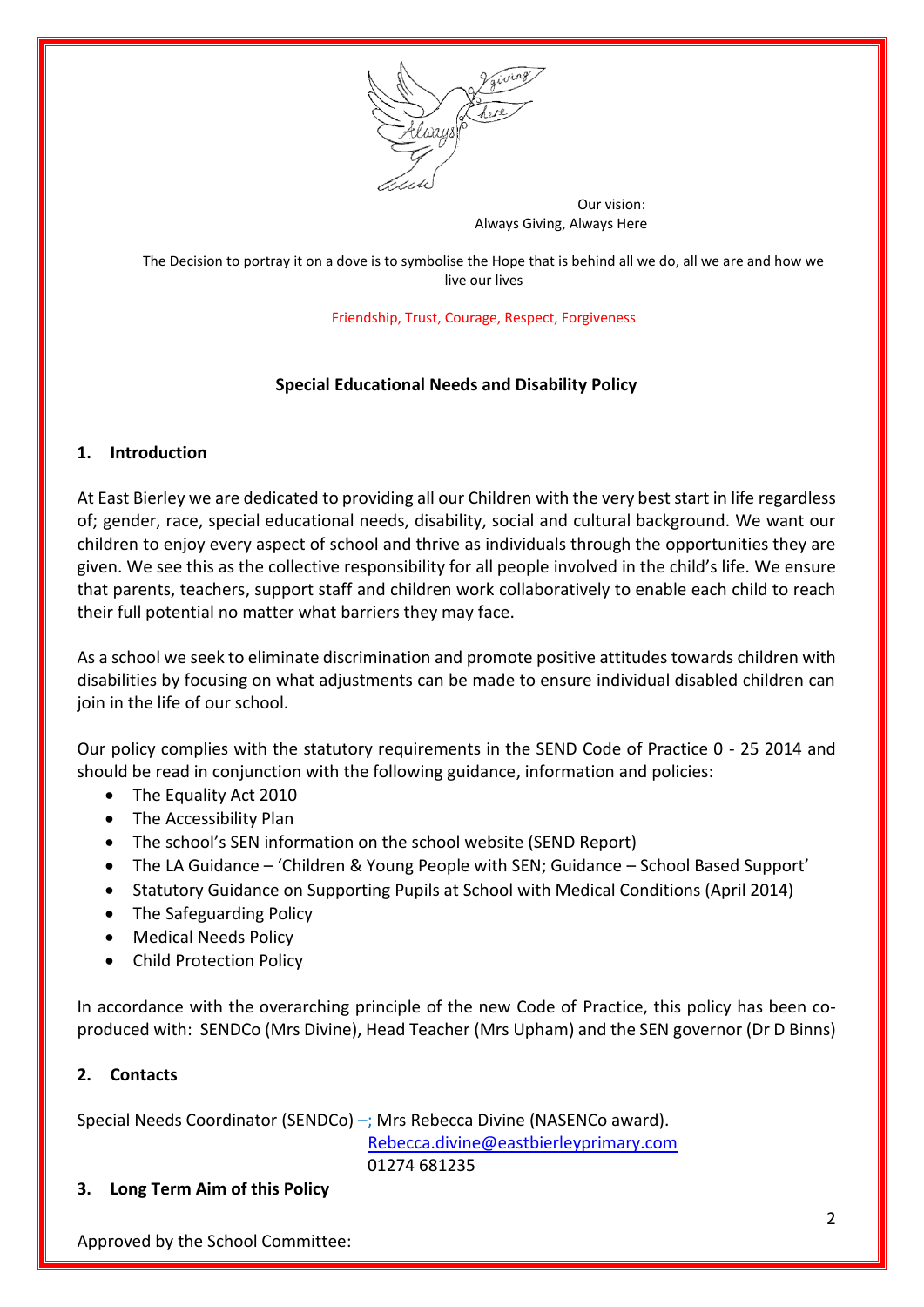Our vision:
Always Giving, Always Here

The Decision to portray it on a dove is to symbolise the Hope that is behind all we do, all we are and how we live our lives

Friendship, Trust, Courage, Respect, Forgiveness

## Special Educational Needs and Disability Policy

### 1. Introduction

At East Bierley we are dedicated to providing all our Children with the very best start in life regardless of; gender, race, special educational needs, disability, social and cultural background. We want our children to enjoy every aspect of school and thrive as individuals through the opportunities they are given. We see this as the collective responsibility for all people involved in the child's life. We ensure that parents, teachers, support staff and children work collaboratively to enable each child to reach their full potential no matter what barriers they may face.

As a school we seek to eliminate discrimination and promote positive attitudes towards children with disabilities by focusing on what adjustments can be made to ensure individual disabled children can join in the life of our school.

Our policy complies with the statutory requirements in the SEND Code of Practice 0 - 25 2014 and should be read in conjunction with the following guidance, information and policies:

- The Equality Act 2010
- The Accessibility Plan
- The school's SEN information on the school website (SEND Report)
- The LA Guidance – 'Children & Young People with SEN; Guidance – School Based Support'
- Statutory Guidance on Supporting Pupils at School with Medical Conditions (April 2014)
- The Safeguarding Policy
- Medical Needs Policy
- Child Protection Policy

In accordance with the overarching principle of the new Code of Practice, this policy has been co-produced with: SENDCo (Mrs Divine), Head Teacher (Mrs Upham) and the SEN governor (Dr D Binns)

### 2. Contacts

Special Needs Coordinator (SENDCo) –; Mrs Rebecca Divine (NASENCo award).
Rebecca.divine@eastbierleyprimary.com
01274 681235

### 3. Long Term Aim of this Policy

Approved by the School Committee: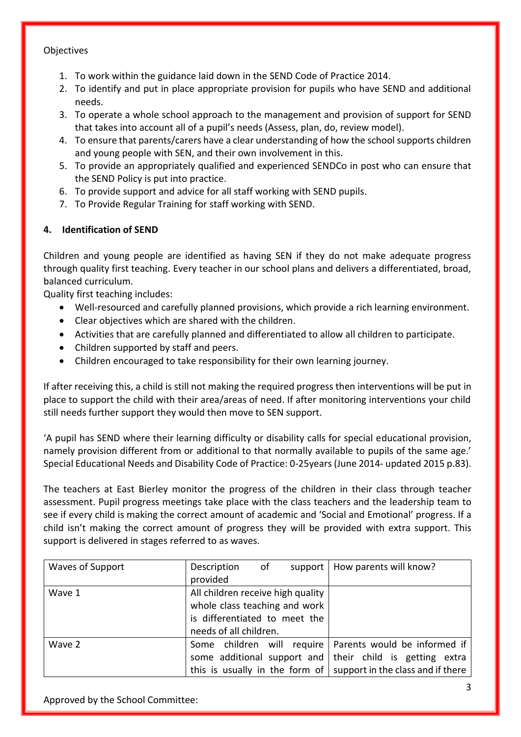Objectives

1. To work within the guidance laid down in the SEND Code of Practice 2014.
2. To identify and put in place appropriate provision for pupils who have SEND and additional needs.
3. To operate a whole school approach to the management and provision of support for SEND that takes into account all of a pupil's needs (Assess, plan, do, review model).
4. To ensure that parents/carers have a clear understanding of how the school supports children and young people with SEN, and their own involvement in this.
5. To provide an appropriately qualified and experienced SENDCo in post who can ensure that the SEND Policy is put into practice.
6. To provide support and advice for all staff working with SEND pupils.
7. To Provide Regular Training for staff working with SEND.

## 4. Identification of SEND

Children and young people are identified as having SEN if they do not make adequate progress through quality first teaching. Every teacher in our school plans and delivers a differentiated, broad, balanced curriculum.

Quality first teaching includes:

- Well-resourced and carefully planned provisions, which provide a rich learning environment.
- Clear objectives which are shared with the children.
- Activities that are carefully planned and differentiated to allow all children to participate.
- Children supported by staff and peers.
- Children encouraged to take responsibility for their own learning journey.

If after receiving this, a child is still not making the required progress then interventions will be put in place to support the child with their area/areas of need. If after monitoring interventions your child still needs further support they would then move to SEN support.

'A pupil has SEND where their learning difficulty or disability calls for special educational provision, namely provision different from or additional to that normally available to pupils of the same age.' Special Educational Needs and Disability Code of Practice: 0-25years (June 2014- updated 2015 p.83).

The teachers at East Bierley monitor the progress of the children in their class through teacher assessment. Pupil progress meetings take place with the class teachers and the leadership team to see if every child is making the correct amount of academic and 'Social and Emotional' progress. If a child isn't making the correct amount of progress they will be provided with extra support. This support is delivered in stages referred to as waves.

| Waves of Support | Description of support provided | How parents will know? |
|---|---|---|
| Wave 1 | All children receive high quality whole class teaching and work is differentiated to meet the needs of all children. | |
| Wave 2 | Some children will require some additional support and this is usually in the form of | Parents would be informed if their child is getting extra support in the class and if there |

Approved by the School Committee: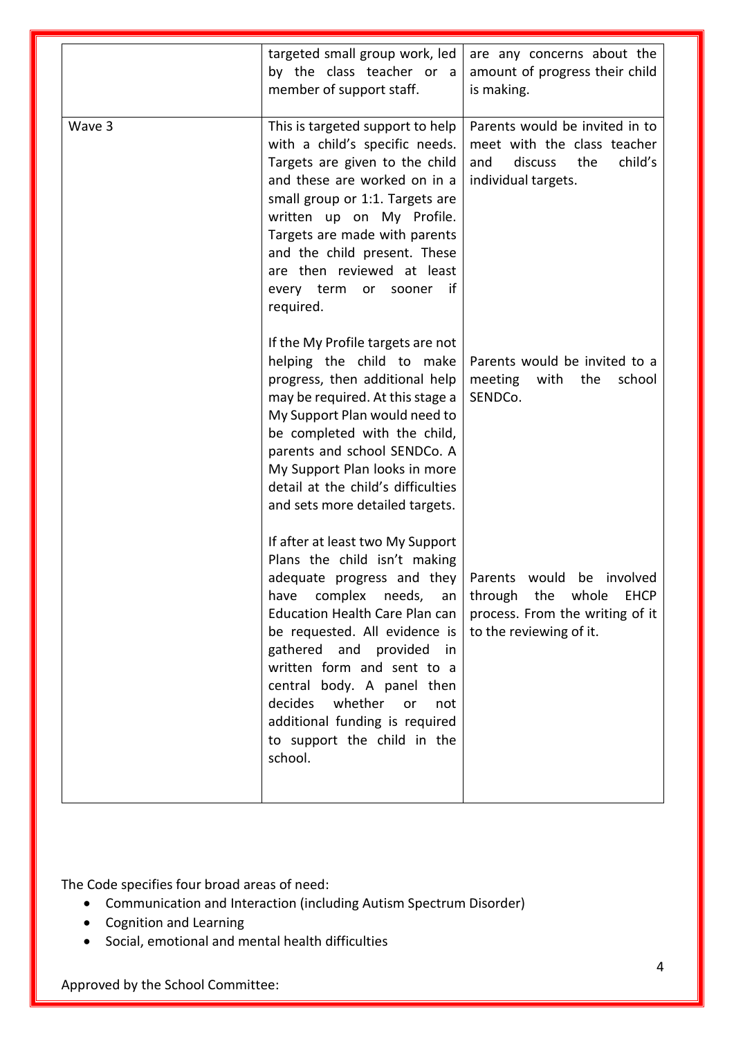| | | |
|---|---|---|
| | targeted small group work, led by the class teacher or a member of support staff. | are any concerns about the amount of progress their child is making. |
| Wave 3 | This is targeted support to help with a child's specific needs. Targets are given to the child and these are worked on in a small group or 1:1. Targets are written up on My Profile. Targets are made with parents and the child present. These are then reviewed at least every term or sooner if required. | Parents would be invited in to meet with the class teacher and discuss the child's individual targets. |
| | If the My Profile targets are not helping the child to make progress, then additional help may be required. At this stage a My Support Plan would need to be completed with the child, parents and school SENDCo. A My Support Plan looks in more detail at the child's difficulties and sets more detailed targets. | Parents would be invited to a meeting with the school SENDCo. |
| | If after at least two My Support Plans the child isn't making adequate progress and they have complex needs, an Education Health Care Plan can be requested. All evidence is gathered and provided in written form and sent to a central body. A panel then decides whether or not additional funding is required to support the child in the school. | Parents would be involved through the whole EHCP process. From the writing of it to the reviewing of it. |

The Code specifies four broad areas of need:

- Communication and Interaction (including Autism Spectrum Disorder)
- Cognition and Learning
- Social, emotional and mental health difficulties

Approved by the School Committee: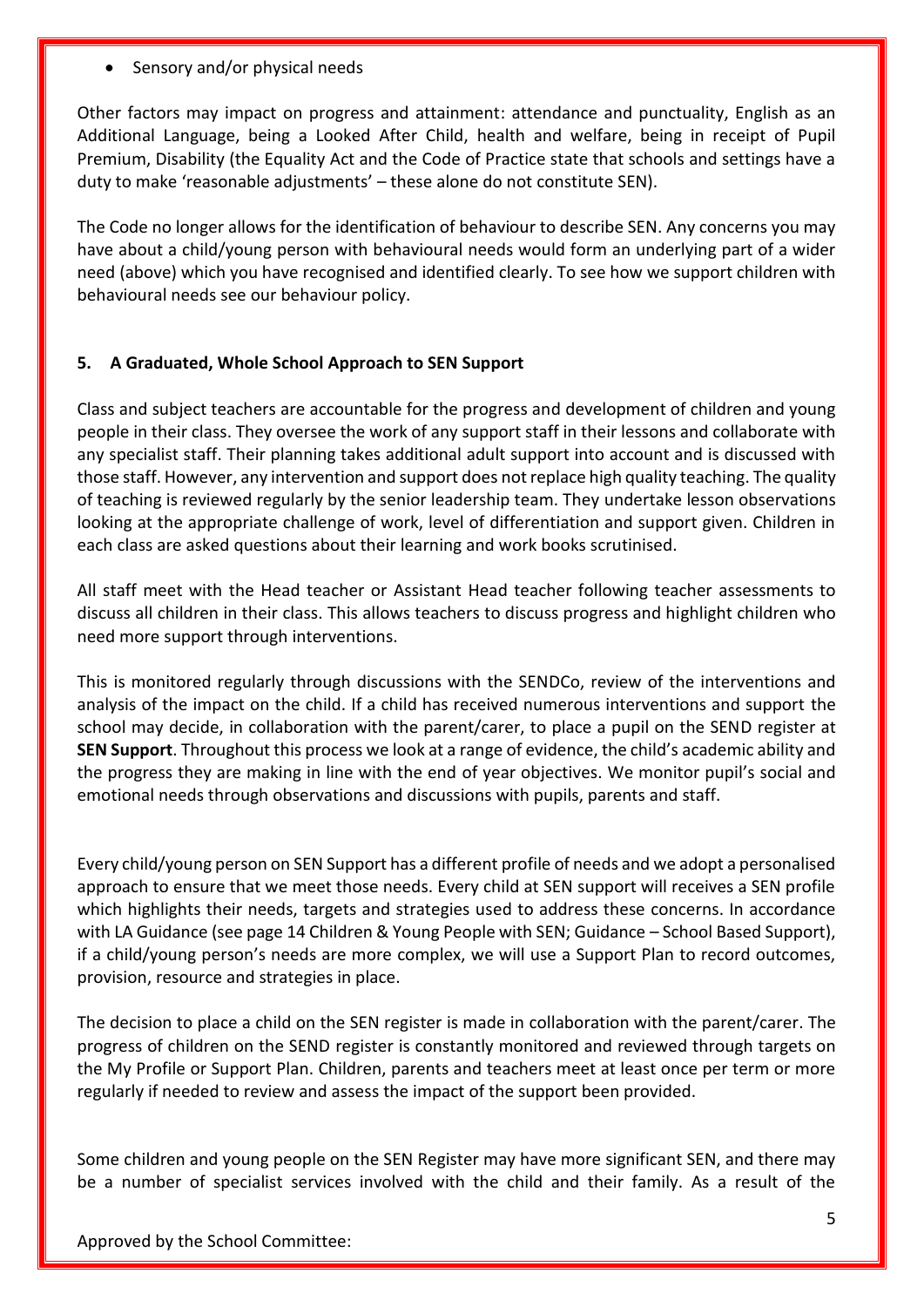- Sensory and/or physical needs

Other factors may impact on progress and attainment: attendance and punctuality, English as an Additional Language, being a Looked After Child, health and welfare, being in receipt of Pupil Premium, Disability (the Equality Act and the Code of Practice state that schools and settings have a duty to make 'reasonable adjustments' – these alone do not constitute SEN).

The Code no longer allows for the identification of behaviour to describe SEN. Any concerns you may have about a child/young person with behavioural needs would form an underlying part of a wider need (above) which you have recognised and identified clearly. To see how we support children with behavioural needs see our behaviour policy.

## 5. A Graduated, Whole School Approach to SEN Support

Class and subject teachers are accountable for the progress and development of children and young people in their class. They oversee the work of any support staff in their lessons and collaborate with any specialist staff. Their planning takes additional adult support into account and is discussed with those staff. However, any intervention and support does not replace high quality teaching. The quality of teaching is reviewed regularly by the senior leadership team. They undertake lesson observations looking at the appropriate challenge of work, level of differentiation and support given. Children in each class are asked questions about their learning and work books scrutinised.

All staff meet with the Head teacher or Assistant Head teacher following teacher assessments to discuss all children in their class. This allows teachers to discuss progress and highlight children who need more support through interventions.

This is monitored regularly through discussions with the SENDCo, review of the interventions and analysis of the impact on the child. If a child has received numerous interventions and support the school may decide, in collaboration with the parent/carer, to place a pupil on the SEND register at **SEN Support**. Throughout this process we look at a range of evidence, the child's academic ability and the progress they are making in line with the end of year objectives. We monitor pupil's social and emotional needs through observations and discussions with pupils, parents and staff.

Every child/young person on SEN Support has a different profile of needs and we adopt a personalised approach to ensure that we meet those needs. Every child at SEN support will receives a SEN profile which highlights their needs, targets and strategies used to address these concerns. In accordance with LA Guidance (see page 14 Children & Young People with SEN; Guidance – School Based Support), if a child/young person's needs are more complex, we will use a Support Plan to record outcomes, provision, resource and strategies in place.

The decision to place a child on the SEN register is made in collaboration with the parent/carer. The progress of children on the SEND register is constantly monitored and reviewed through targets on the My Profile or Support Plan. Children, parents and teachers meet at least once per term or more regularly if needed to review and assess the impact of the support been provided.

Some children and young people on the SEN Register may have more significant SEN, and there may be a number of specialist services involved with the child and their family. As a result of the

Approved by the School Committee: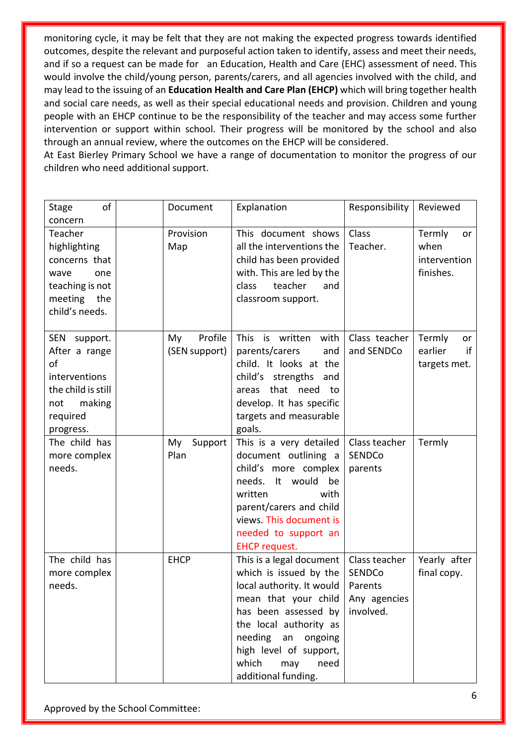monitoring cycle, it may be felt that they are not making the expected progress towards identified outcomes, despite the relevant and purposeful action taken to identify, assess and meet their needs, and if so a request can be made for an Education, Health and Care (EHC) assessment of need. This would involve the child/young person, parents/carers, and all agencies involved with the child, and may lead to the issuing of an **Education Health and Care Plan (EHCP)** which will bring together health and social care needs, as well as their special educational needs and provision. Children and young people with an EHCP continue to be the responsibility of the teacher and may access some further intervention or support within school. Their progress will be monitored by the school and also through an annual review, where the outcomes on the EHCP will be considered.

At East Bierley Primary School we have a range of documentation to monitor the progress of our children who need additional support.

| Stage of concern | | Document | Explanation | Responsibility | Reviewed |
|---|---|---|---|---|---|
| Teacher highlighting concerns that wave one teaching is not meeting the child's needs. | | Provision Map | This document shows all the interventions the child has been provided with. This are led by the class teacher and classroom support. | Class Teacher. | Termly or when intervention finishes. |
| SEN support. After a range of interventions the child is still not making required progress. | | My Profile (SEN support) | This is written with parents/carers and child. It looks at the child's strengths and areas that need to develop. It has specific targets and measurable goals. | Class teacher and SENDCo | Termly or earlier if targets met. |
| The child has more complex needs. | | My Support Plan | This is a very detailed document outlining a child's more complex needs. It would be written with parent/carers and child views. This document is needed to support an EHCP request. | Class teacher SENDCo parents | Termly |
| The child has more complex needs. | | EHCP | This is a legal document which is issued by the local authority. It would mean that your child has been assessed by the local authority as needing an ongoing high level of support, which may need additional funding. | Class teacher SENDCo Parents Any agencies involved. | Yearly after final copy. |

Approved by the School Committee: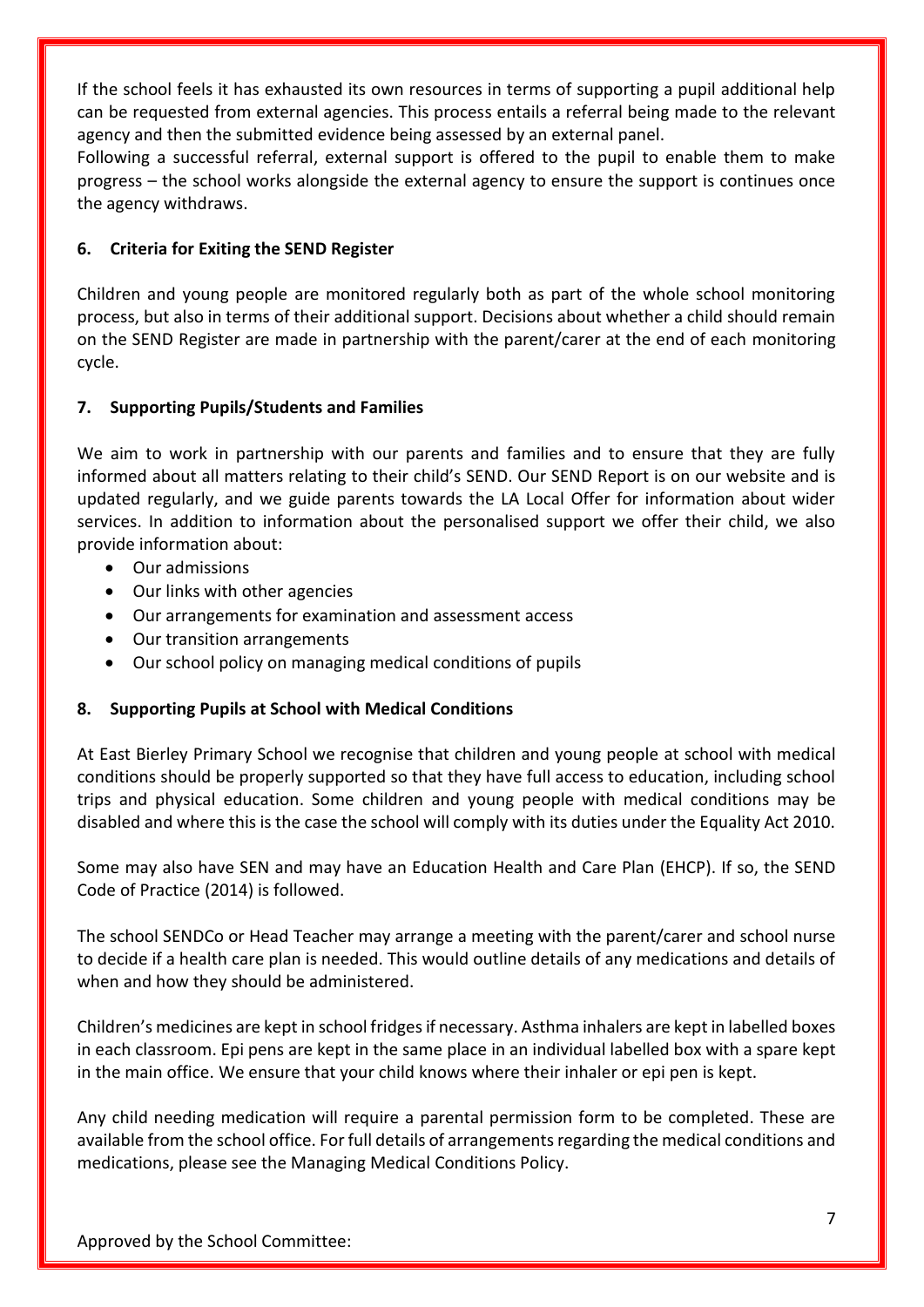If the school feels it has exhausted its own resources in terms of supporting a pupil additional help can be requested from external agencies. This process entails a referral being made to the relevant agency and then the submitted evidence being assessed by an external panel.
Following a successful referral, external support is offered to the pupil to enable them to make progress – the school works alongside the external agency to ensure the support is continues once the agency withdraws.

**6. Criteria for Exiting the SEND Register**

Children and young people are monitored regularly both as part of the whole school monitoring process, but also in terms of their additional support. Decisions about whether a child should remain on the SEND Register are made in partnership with the parent/carer at the end of each monitoring cycle.

**7. Supporting Pupils/Students and Families**

We aim to work in partnership with our parents and families and to ensure that they are fully informed about all matters relating to their child's SEND. Our SEND Report is on our website and is updated regularly, and we guide parents towards the LA Local Offer for information about wider services. In addition to information about the personalised support we offer their child, we also provide information about:

- Our admissions
- Our links with other agencies
- Our arrangements for examination and assessment access
- Our transition arrangements
- Our school policy on managing medical conditions of pupils

**8. Supporting Pupils at School with Medical Conditions**

At East Bierley Primary School we recognise that children and young people at school with medical conditions should be properly supported so that they have full access to education, including school trips and physical education. Some children and young people with medical conditions may be disabled and where this is the case the school will comply with its duties under the Equality Act 2010.

Some may also have SEN and may have an Education Health and Care Plan (EHCP). If so, the SEND Code of Practice (2014) is followed.

The school SENDCo or Head Teacher may arrange a meeting with the parent/carer and school nurse to decide if a health care plan is needed. This would outline details of any medications and details of when and how they should be administered.

Children's medicines are kept in school fridges if necessary. Asthma inhalers are kept in labelled boxes in each classroom. Epi pens are kept in the same place in an individual labelled box with a spare kept in the main office. We ensure that your child knows where their inhaler or epi pen is kept.

Any child needing medication will require a parental permission form to be completed. These are available from the school office. For full details of arrangements regarding the medical conditions and medications, please see the Managing Medical Conditions Policy.

Approved by the School Committee: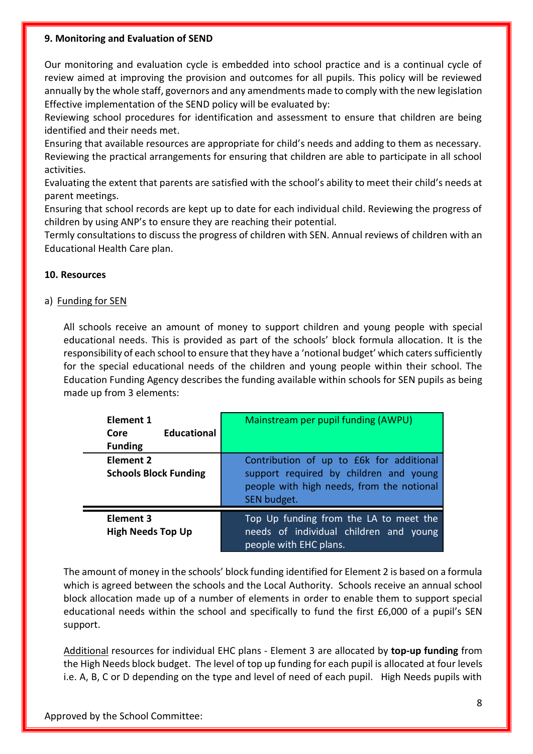**9. Monitoring and Evaluation of SEND**

Our monitoring and evaluation cycle is embedded into school practice and is a continual cycle of review aimed at improving the provision and outcomes for all pupils. This policy will be reviewed annually by the whole staff, governors and any amendments made to comply with the new legislation Effective implementation of the SEND policy will be evaluated by:

Reviewing school procedures for identification and assessment to ensure that children are being identified and their needs met.

Ensuring that available resources are appropriate for child's needs and adding to them as necessary.

Reviewing the practical arrangements for ensuring that children are able to participate in all school activities.

Evaluating the extent that parents are satisfied with the school's ability to meet their child's needs at parent meetings.

Ensuring that school records are kept up to date for each individual child. Reviewing the progress of children by using ANP's to ensure they are reaching their potential.

Termly consultations to discuss the progress of children with SEN. Annual reviews of children with an Educational Health Care plan.

**10. Resources**

a) Funding for SEN

All schools receive an amount of money to support children and young people with special educational needs. This is provided as part of the schools' block formula allocation. It is the responsibility of each school to ensure that they have a 'notional budget' which caters sufficiently for the special educational needs of the children and young people within their school. The Education Funding Agency describes the funding available within schools for SEN pupils as being made up from 3 elements:

| Element | Description |
|---|---|
| **Element 1 Core Educational Funding** | Mainstream per pupil funding (AWPU) |
| **Element 2 Schools Block Funding** | Contribution of up to £6k for additional support required by children and young people with high needs, from the notional SEN budget. |
| **Element 3 High Needs Top Up** | Top Up funding from the LA to meet the needs of individual children and young people with EHC plans. |

The amount of money in the schools' block funding identified for Element 2 is based on a formula which is agreed between the schools and the Local Authority. Schools receive an annual school block allocation made up of a number of elements in order to enable them to support special educational needs within the school and specifically to fund the first £6,000 of a pupil's SEN support.

Additional resources for individual EHC plans - Element 3 are allocated by **top-up funding** from the High Needs block budget. The level of top up funding for each pupil is allocated at four levels i.e. A, B, C or D depending on the type and level of need of each pupil. High Needs pupils with

Approved by the School Committee: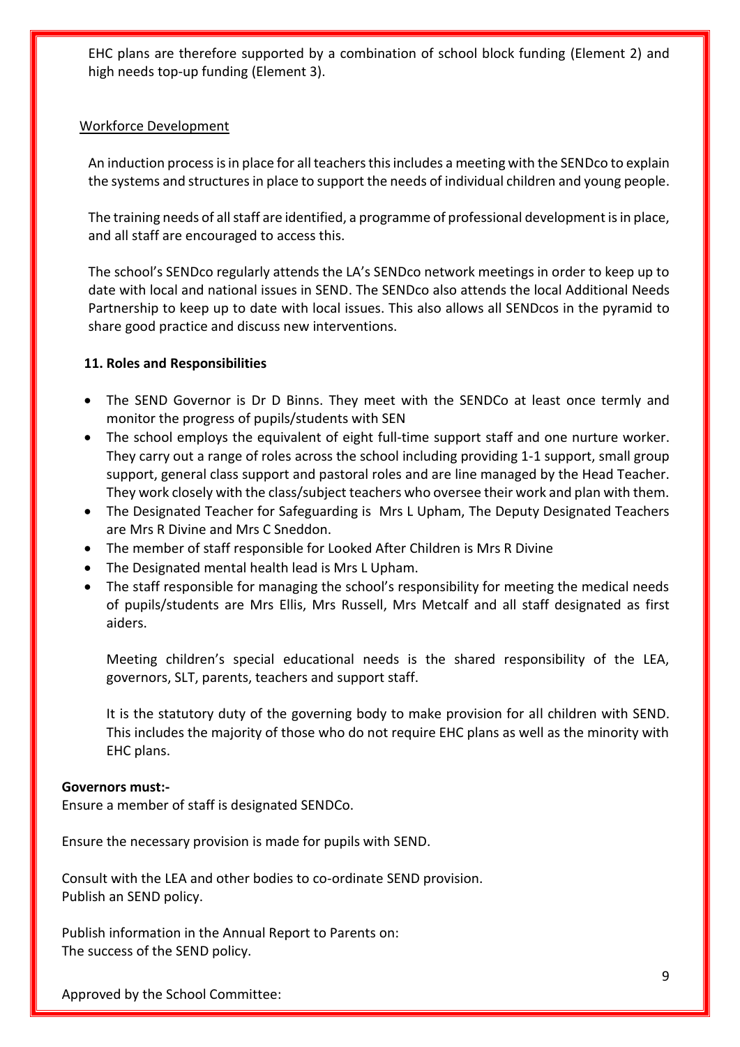EHC plans are therefore supported by a combination of school block funding (Element 2) and high needs top-up funding (Element 3).

Workforce Development

An induction process is in place for all teachers this includes a meeting with the SENDco to explain the systems and structures in place to support the needs of individual children and young people.

The training needs of all staff are identified, a programme of professional development is in place, and all staff are encouraged to access this.

The school's SENDco regularly attends the LA's SENDco network meetings in order to keep up to date with local and national issues in SEND. The SENDco also attends the local Additional Needs Partnership to keep up to date with local issues. This also allows all SENDcos in the pyramid to share good practice and discuss new interventions.

**11. Roles and Responsibilities**

- The SEND Governor is Dr D Binns. They meet with the SENDCo at least once termly and monitor the progress of pupils/students with SEN
- The school employs the equivalent of eight full-time support staff and one nurture worker. They carry out a range of roles across the school including providing 1-1 support, small group support, general class support and pastoral roles and are line managed by the Head Teacher. They work closely with the class/subject teachers who oversee their work and plan with them.
- The Designated Teacher for Safeguarding is Mrs L Upham, The Deputy Designated Teachers are Mrs R Divine and Mrs C Sneddon.
- The member of staff responsible for Looked After Children is Mrs R Divine
- The Designated mental health lead is Mrs L Upham.
- The staff responsible for managing the school's responsibility for meeting the medical needs of pupils/students are Mrs Ellis, Mrs Russell, Mrs Metcalf and all staff designated as first aiders.

Meeting children's special educational needs is the shared responsibility of the LEA, governors, SLT, parents, teachers and support staff.

It is the statutory duty of the governing body to make provision for all children with SEND. This includes the majority of those who do not require EHC plans as well as the minority with EHC plans.

**Governors must:-**

Ensure a member of staff is designated SENDCo.

Ensure the necessary provision is made for pupils with SEND.

Consult with the LEA and other bodies to co-ordinate SEND provision.
Publish an SEND policy.

Publish information in the Annual Report to Parents on:
The success of the SEND policy.

Approved by the School Committee: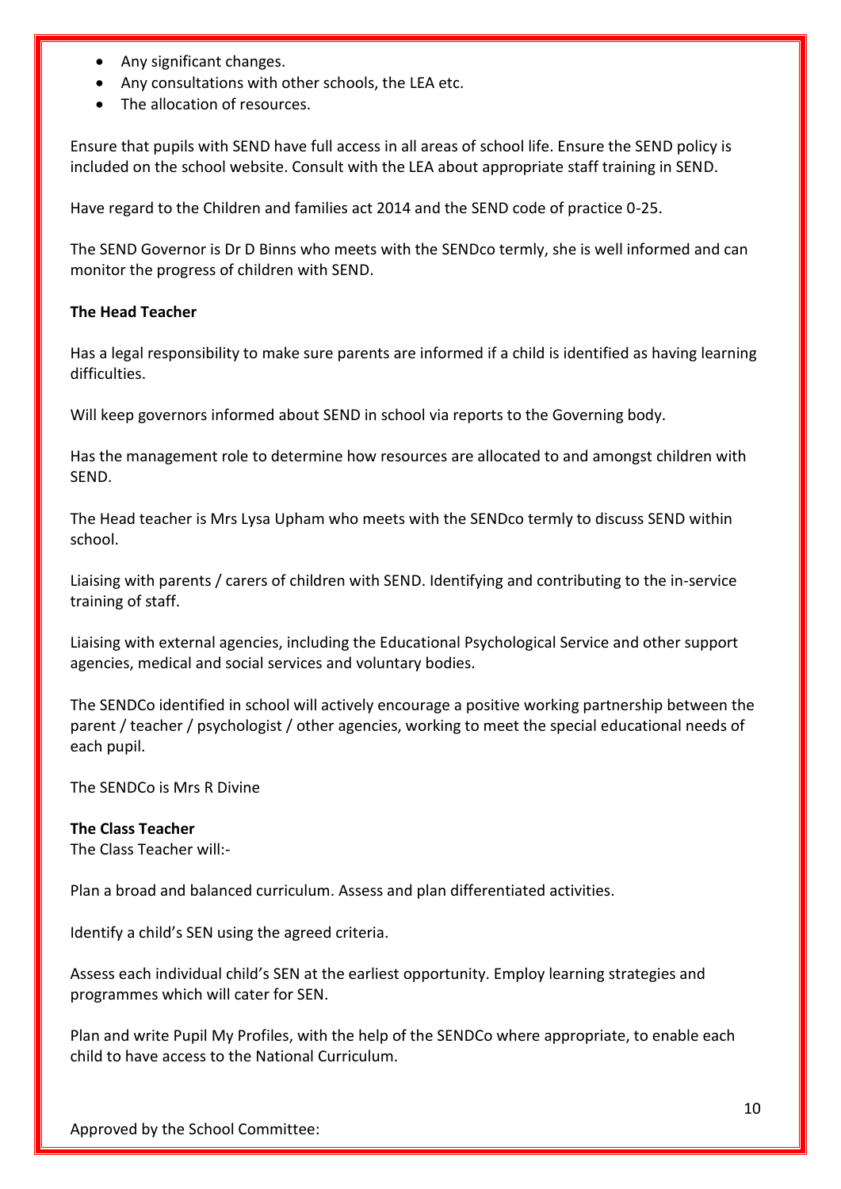- Any significant changes.
- Any consultations with other schools, the LEA etc.
- The allocation of resources.

Ensure that pupils with SEND have full access in all areas of school life. Ensure the SEND policy is included on the school website. Consult with the LEA about appropriate staff training in SEND.

Have regard to the Children and families act 2014 and the SEND code of practice 0-25.

The SEND Governor is Dr D Binns who meets with the SENDco termly, she is well informed and can monitor the progress of children with SEND.

**The Head Teacher**

Has a legal responsibility to make sure parents are informed if a child is identified as having learning difficulties.

Will keep governors informed about SEND in school via reports to the Governing body.

Has the management role to determine how resources are allocated to and amongst children with SEND.

The Head teacher is Mrs Lysa Upham who meets with the SENDco termly to discuss SEND within school.

Liaising with parents / carers of children with SEND. Identifying and contributing to the in-service training of staff.

Liaising with external agencies, including the Educational Psychological Service and other support agencies, medical and social services and voluntary bodies.

The SENDCo identified in school will actively encourage a positive working partnership between the parent / teacher / psychologist / other agencies, working to meet the special educational needs of each pupil.

The SENDCo is Mrs R Divine

**The Class Teacher**
The Class Teacher will:-

Plan a broad and balanced curriculum. Assess and plan differentiated activities.

Identify a child's SEN using the agreed criteria.

Assess each individual child's SEN at the earliest opportunity. Employ learning strategies and programmes which will cater for SEN.

Plan and write Pupil My Profiles, with the help of the SENDCo where appropriate, to enable each child to have access to the National Curriculum.

Approved by the School Committee: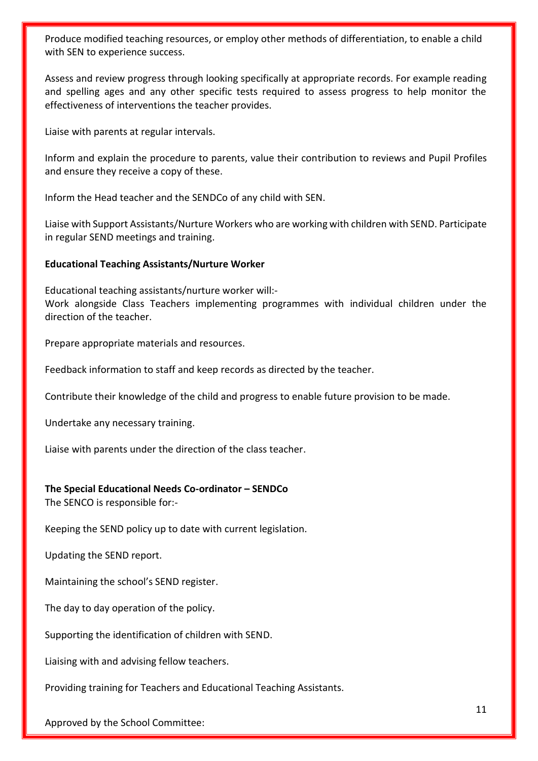Produce modified teaching resources, or employ other methods of differentiation, to enable a child with SEN to experience success.

Assess and review progress through looking specifically at appropriate records. For example reading and spelling ages and any other specific tests required to assess progress to help monitor the effectiveness of interventions the teacher provides.

Liaise with parents at regular intervals.

Inform and explain the procedure to parents, value their contribution to reviews and Pupil Profiles and ensure they receive a copy of these.

Inform the Head teacher and the SENDCo of any child with SEN.

Liaise with Support Assistants/Nurture Workers who are working with children with SEND. Participate in regular SEND meetings and training.

**Educational Teaching Assistants/Nurture Worker**

Educational teaching assistants/nurture worker will:-
Work alongside Class Teachers implementing programmes with individual children under the direction of the teacher.

Prepare appropriate materials and resources.

Feedback information to staff and keep records as directed by the teacher.

Contribute their knowledge of the child and progress to enable future provision to be made.

Undertake any necessary training.

Liaise with parents under the direction of the class teacher.

**The Special Educational Needs Co-ordinator – SENDCo**
The SENCO is responsible for:-

Keeping the SEND policy up to date with current legislation.

Updating the SEND report.

Maintaining the school's SEND register.

The day to day operation of the policy.

Supporting the identification of children with SEND.

Liaising with and advising fellow teachers.

Providing training for Teachers and Educational Teaching Assistants.

Approved by the School Committee: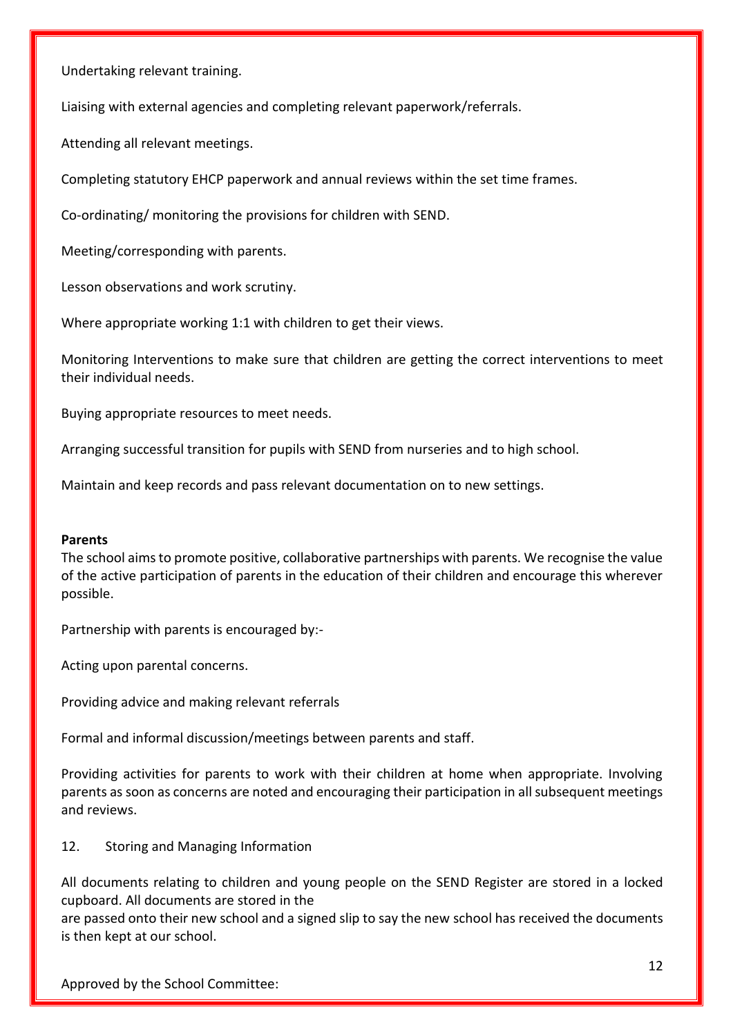Undertaking relevant training.

Liaising with external agencies and completing relevant paperwork/referrals.

Attending all relevant meetings.

Completing statutory EHCP paperwork and annual reviews within the set time frames.

Co-ordinating/ monitoring the provisions for children with SEND.

Meeting/corresponding with parents.

Lesson observations and work scrutiny.

Where appropriate working 1:1 with children to get their views.

Monitoring Interventions to make sure that children are getting the correct interventions to meet their individual needs.

Buying appropriate resources to meet needs.

Arranging successful transition for pupils with SEND from nurseries and to high school.

Maintain and keep records and pass relevant documentation on to new settings.

**Parents**

The school aims to promote positive, collaborative partnerships with parents. We recognise the value of the active participation of parents in the education of their children and encourage this wherever possible.

Partnership with parents is encouraged by:-

Acting upon parental concerns.

Providing advice and making relevant referrals

Formal and informal discussion/meetings between parents and staff.

Providing activities for parents to work with their children at home when appropriate. Involving parents as soon as concerns are noted and encouraging their participation in all subsequent meetings and reviews.

12. Storing and Managing Information

All documents relating to children and young people on the SEND Register are stored in a locked cupboard. All documents are stored in the
are passed onto their new school and a signed slip to say the new school has received the documents is then kept at our school.

Approved by the School Committee: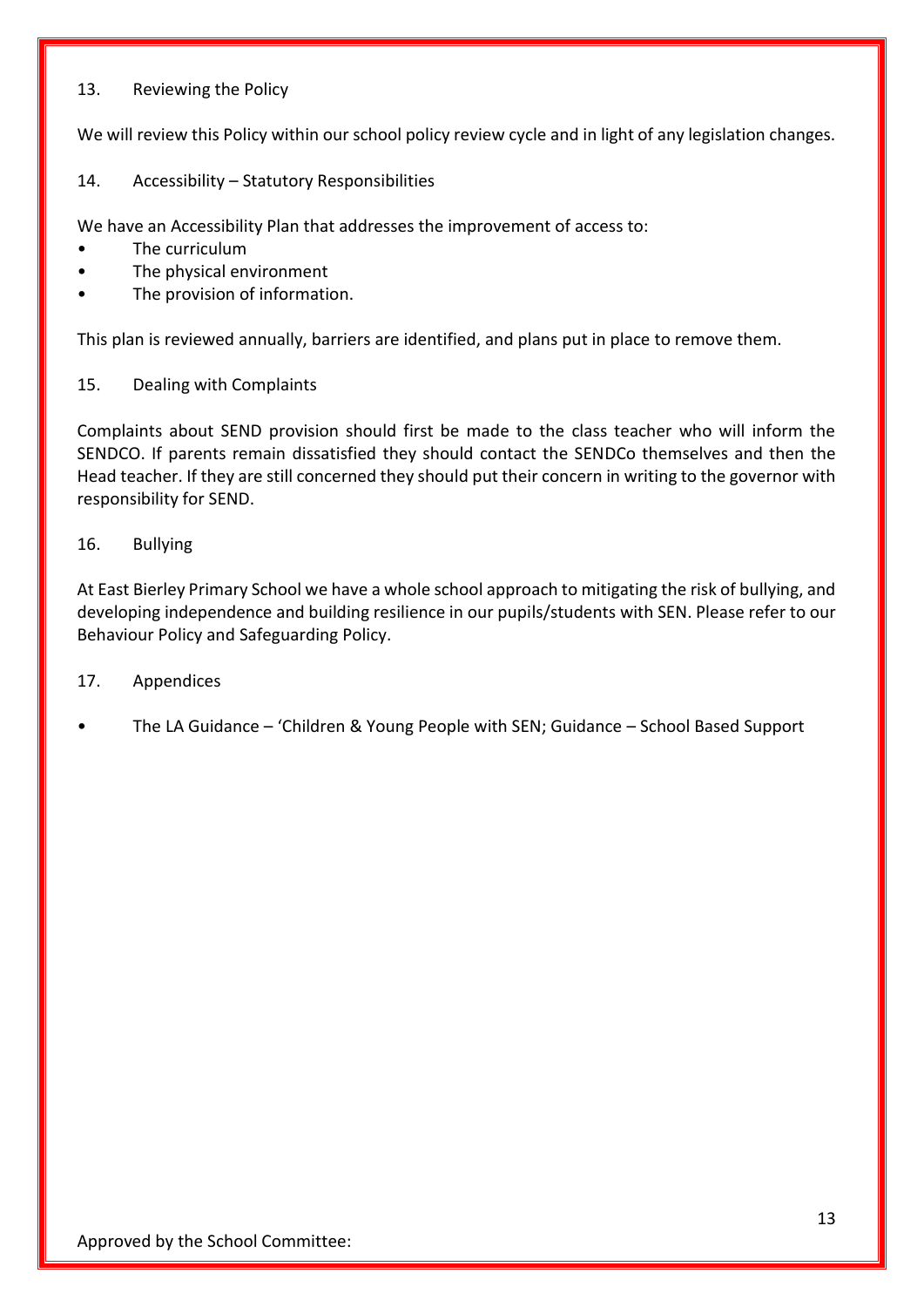## 13. Reviewing the Policy

We will review this Policy within our school policy review cycle and in light of any legislation changes.

## 14. Accessibility – Statutory Responsibilities

We have an Accessibility Plan that addresses the improvement of access to:

- The curriculum
- The physical environment
- The provision of information.

This plan is reviewed annually, barriers are identified, and plans put in place to remove them.

## 15. Dealing with Complaints

Complaints about SEND provision should first be made to the class teacher who will inform the SENDCO. If parents remain dissatisfied they should contact the SENDCo themselves and then the Head teacher. If they are still concerned they should put their concern in writing to the governor with responsibility for SEND.

## 16. Bullying

At East Bierley Primary School we have a whole school approach to mitigating the risk of bullying, and developing independence and building resilience in our pupils/students with SEN. Please refer to our Behaviour Policy and Safeguarding Policy.

## 17. Appendices

- The LA Guidance – 'Children & Young People with SEN; Guidance – School Based Support

Approved by the School Committee: